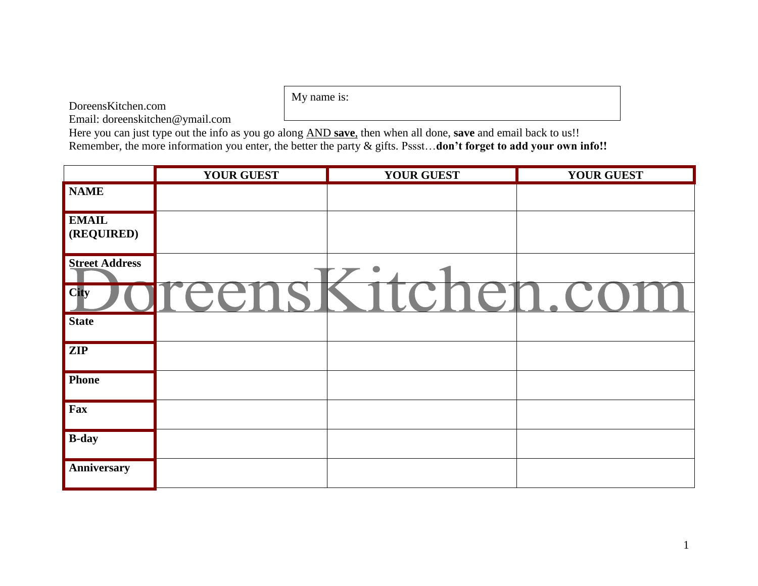DoreensKitchen.com
Email: doreenskitchen@ymail.com

My name is:

Here you can just type out the info as you go along AND **save**, then when all done, **save** and email back to us!!
Remember, the more information you enter, the better the party & gifts. Pssst…**don't forget to add your own info!!**

| | **YOUR GUEST** | **YOUR GUEST** | **YOUR GUEST** |
|---|---|---|---|
| **NAME** | | | |
| **EMAIL (REQUIRED)** | | | |
| **Street Address** | | | |
| **City** | | | |
| **State** | | | |
| **ZIP** | | | |
| **Phone** | | | |
| **Fax** | | | |
| **B-day** | | | |
| **Anniversary** | | | |

DoreensKitchen.com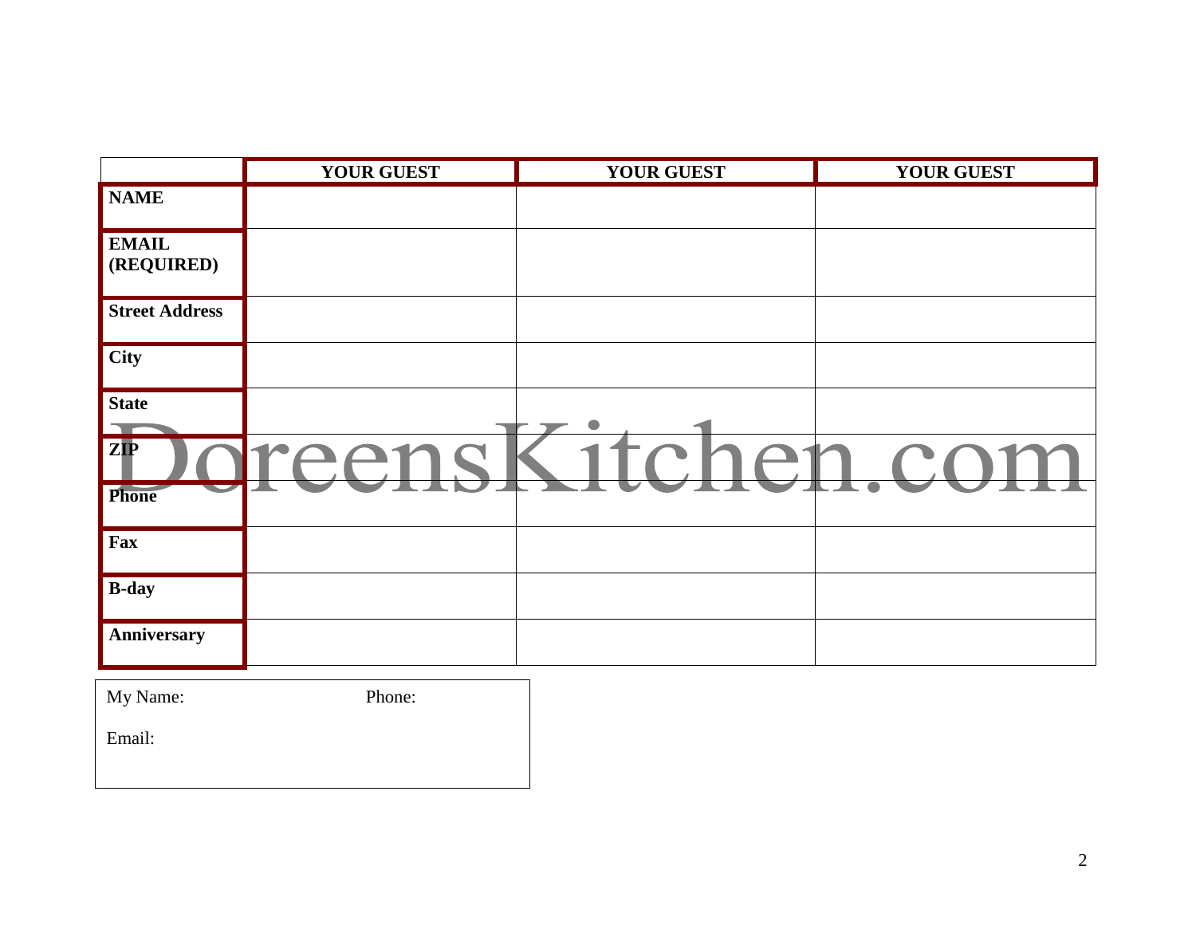|  | YOUR GUEST | YOUR GUEST | YOUR GUEST |
|---|---|---|---|
| **NAME** |  |  |  |
| **EMAIL (REQUIRED)** |  |  |  |
| **Street Address** |  |  |  |
| **City** |  |  |  |
| **State** |  |  |  |
| **ZIP** |  |  |  |
| **Phone** |  |  |  |
| **Fax** |  |  |  |
| **B-day** |  |  |  |
| **Anniversary** |  |  |  |

DoreensKitchen.com

My Name: Phone:

Email: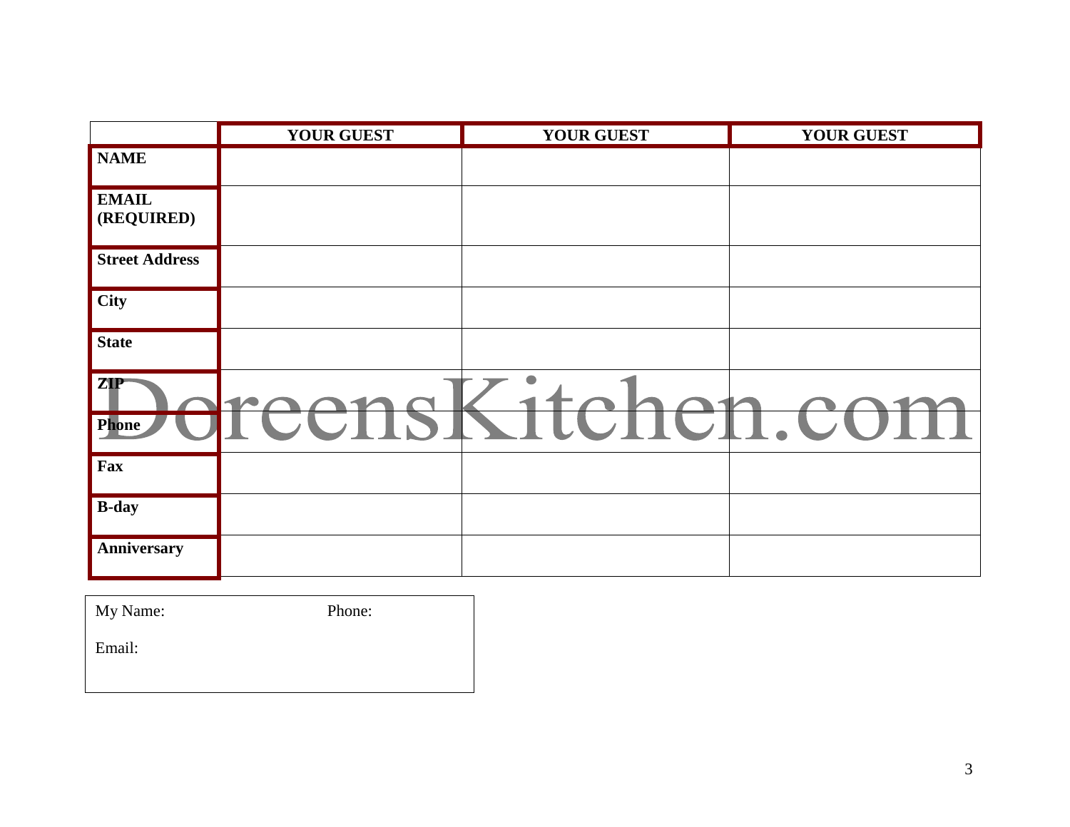| | YOUR GUEST | YOUR GUEST | YOUR GUEST |
|---|---|---|---|
| **NAME** | | | |
| **EMAIL (REQUIRED)** | | | |
| **Street Address** | | | |
| **City** | | | |
| **State** | | | |
| **ZIP** | | | |
| **Phone** | | | |
| **Fax** | | | |
| **B-day** | | | |
| **Anniversary** | | | |

DoreensKitchen.com

| My Name: | Phone: |
|---|---|
| Email: | |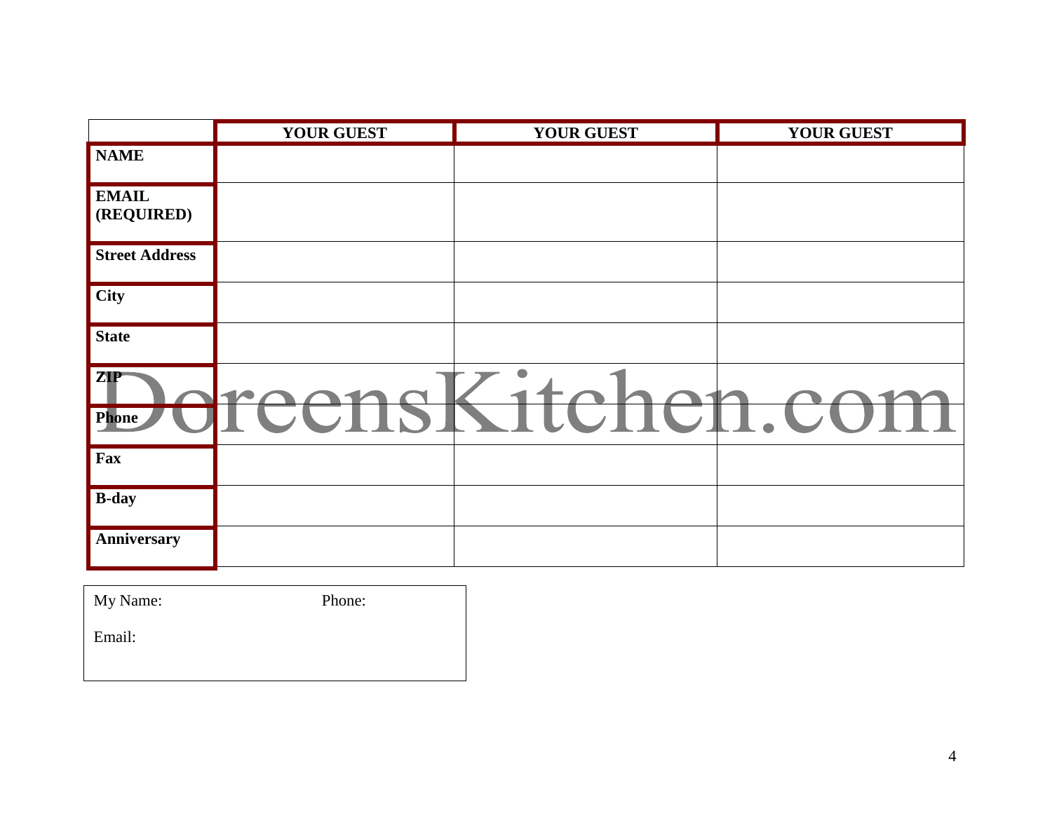| | YOUR GUEST | YOUR GUEST | YOUR GUEST |
|---|---|---|---|
| **NAME** | | | |
| **EMAIL (REQUIRED)** | | | |
| **Street Address** | | | |
| **City** | | | |
| **State** | | | |
| **ZIP** | | | |
| **Phone** | | | |
| **Fax** | | | |
| **B-day** | | | |
| **Anniversary** | | | |

DoreensKitchen.com

| My Name: | Phone: |
|---|---|
| Email: | |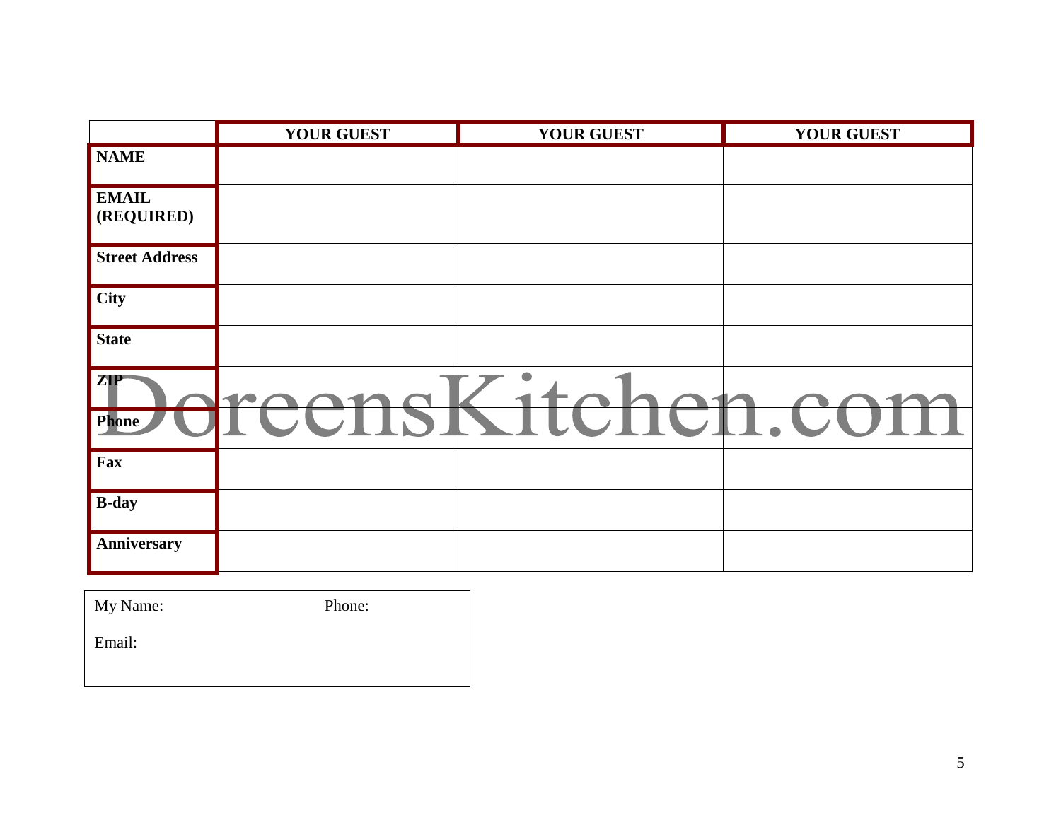| | YOUR GUEST | YOUR GUEST | YOUR GUEST |
|---|---|---|---|
| **NAME** | | | |
| **EMAIL (REQUIRED)** | | | |
| **Street Address** | | | |
| **City** | | | |
| **State** | | | |
| **ZIP** | | | |
| **Phone** | | | |
| **Fax** | | | |
| **B-day** | | | |
| **Anniversary** | | | |

DoreensKitchen.com

| My Name: | Phone: |
|---|---|
| Email: | |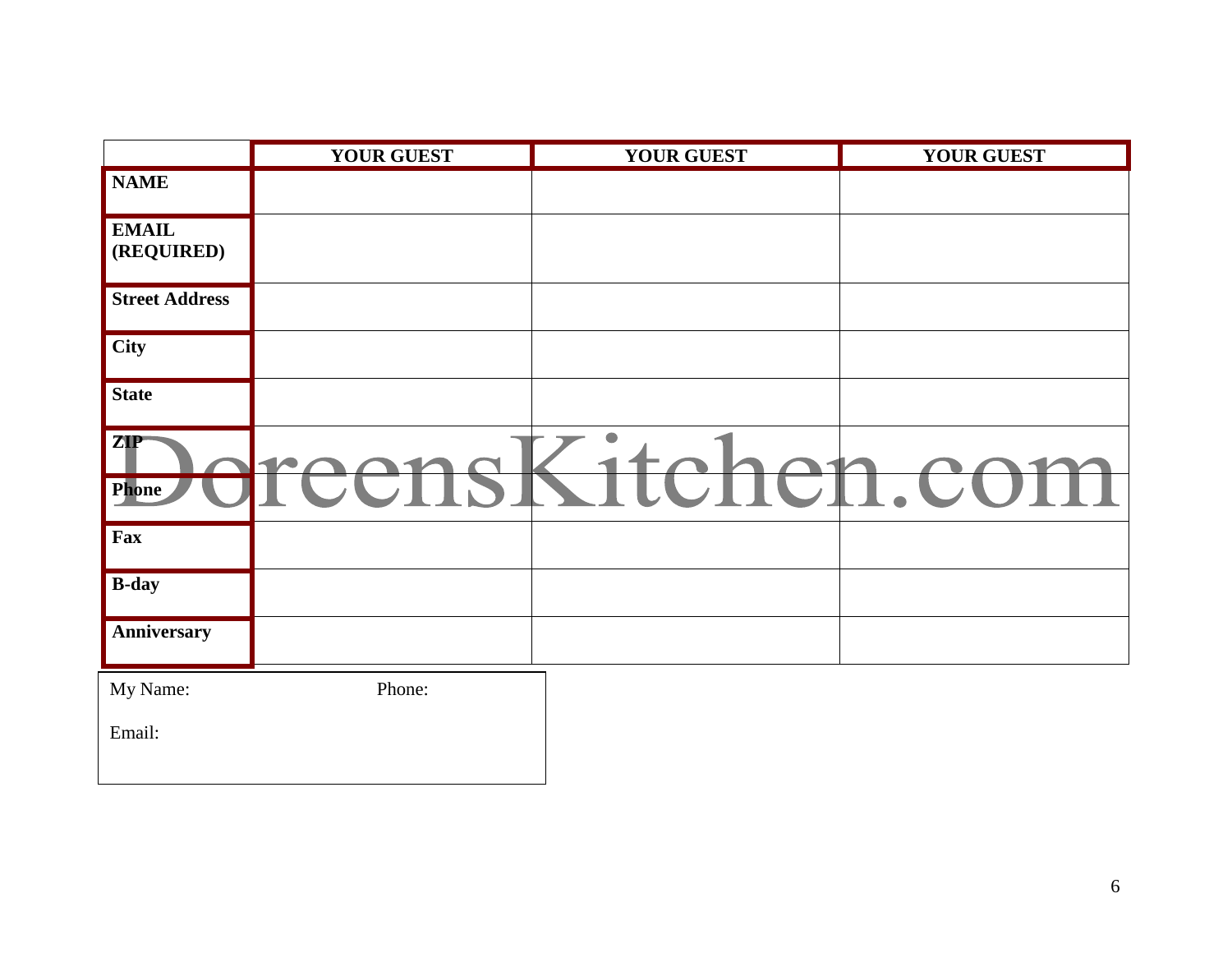| | YOUR GUEST | YOUR GUEST | YOUR GUEST |
|---|---|---|---|
| **NAME** | | | |
| **EMAIL (REQUIRED)** | | | |
| **Street Address** | | | |
| **City** | | | |
| **State** | | | |
| **ZIP** | | | |
| **Phone** | | | |
| **Fax** | | | |
| **B-day** | | | |
| **Anniversary** | | | |

DoreensKitchen.com

| My Name: | Phone: |
|---|---|
| Email: | |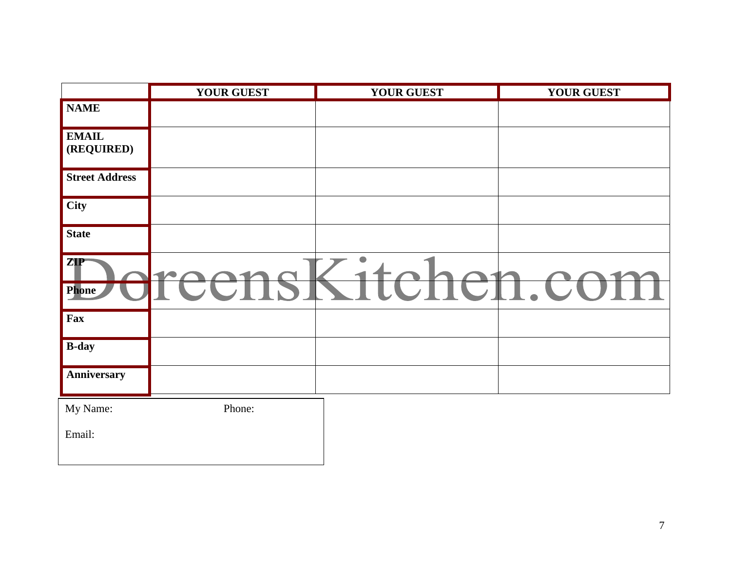| | YOUR GUEST | YOUR GUEST | YOUR GUEST |
|---|---|---|---|
| **NAME** | | | |
| **EMAIL (REQUIRED)** | | | |
| **Street Address** | | | |
| **City** | | | |
| **State** | | | |
| **ZIP** | | | |
| **Phone** | | | |
| **Fax** | | | |
| **B-day** | | | |
| **Anniversary** | | | |

DoreensKitchen.com

| My Name: | Phone: |
|---|---|
| Email: | |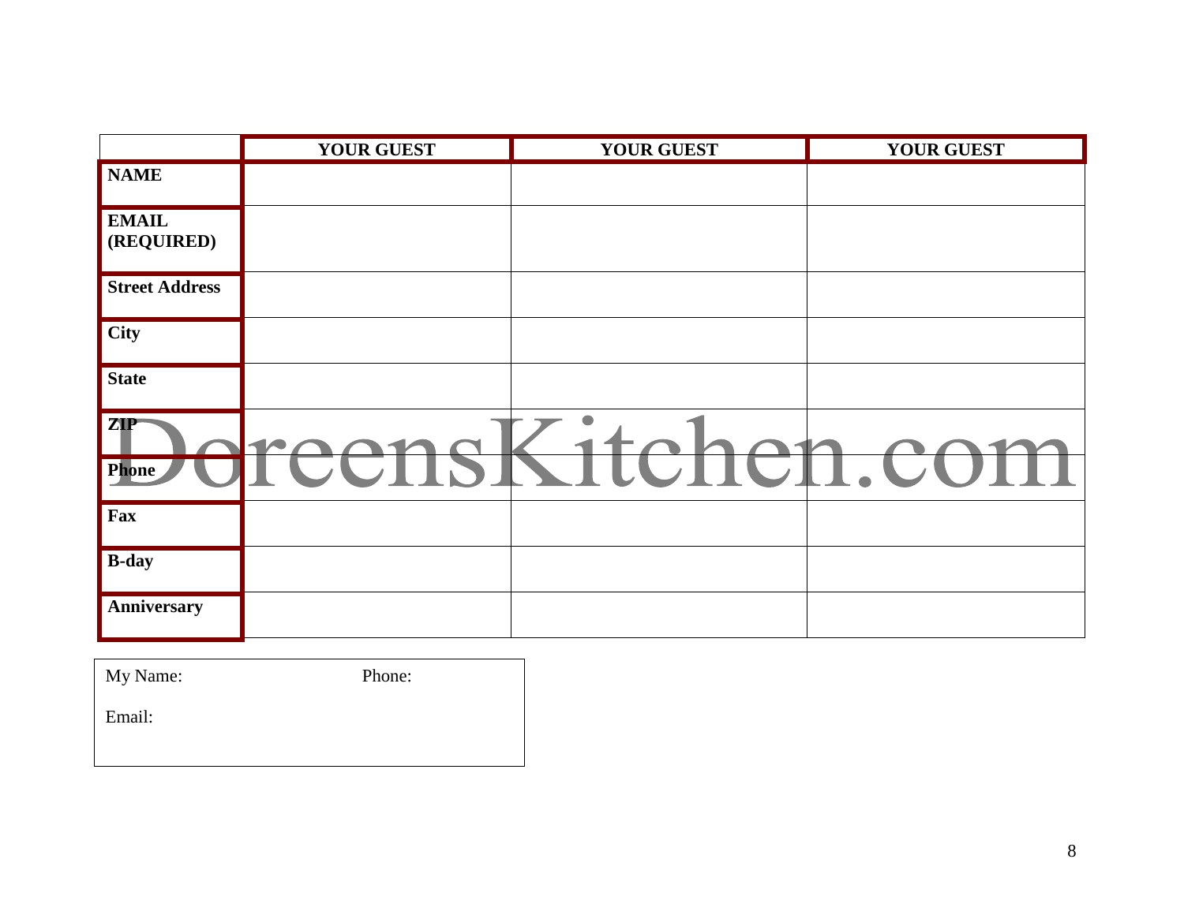| | YOUR GUEST | YOUR GUEST | YOUR GUEST |
|---|---|---|---|
| **NAME** | | | |
| **EMAIL (REQUIRED)** | | | |
| **Street Address** | | | |
| **City** | | | |
| **State** | | | |
| **ZIP** | | | |
| **Phone** | | | |
| **Fax** | | | |
| **B-day** | | | |
| **Anniversary** | | | |

DoreensKitchen.com

My Name: Phone:

Email: